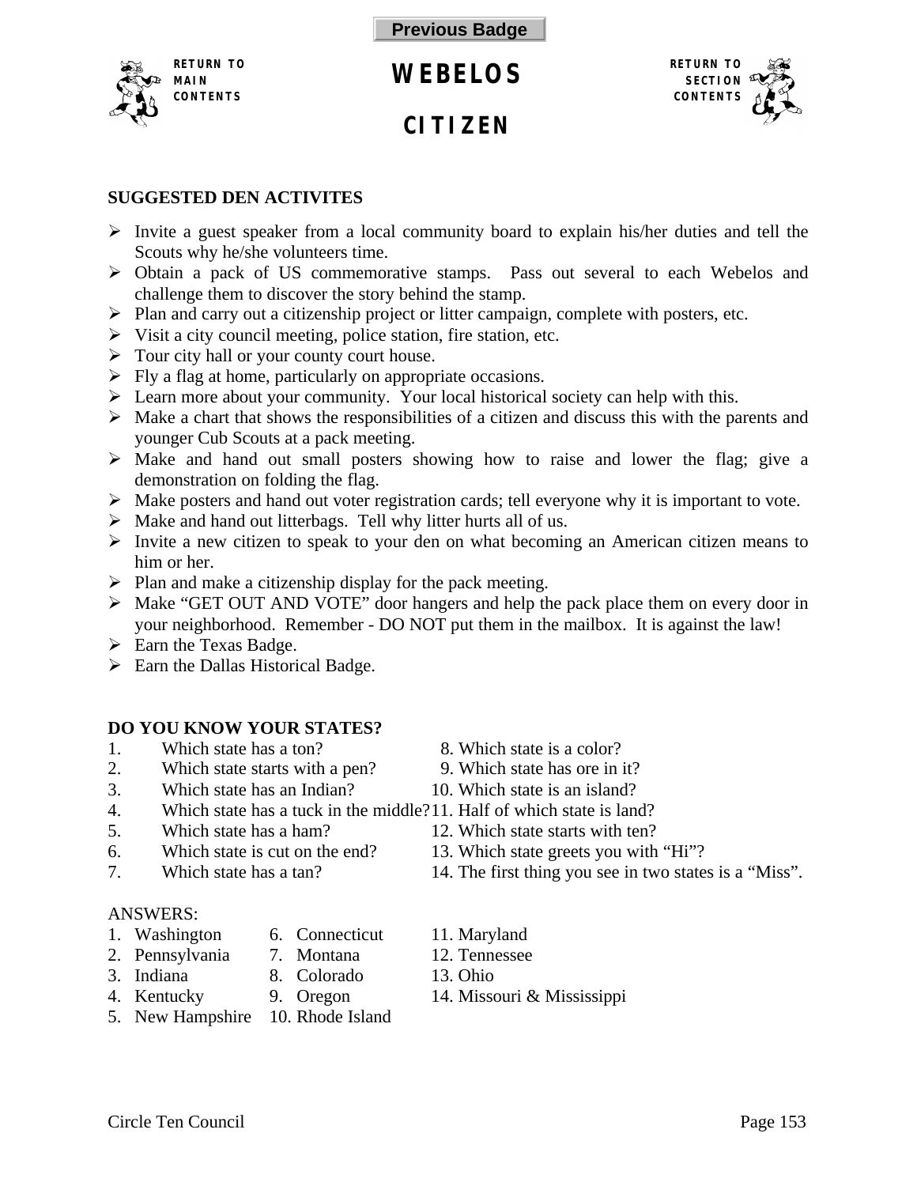Previous Badge

RETURN TO MAIN CONTENTS

# WEBELOS

# CITIZEN

RETURN TO SECTION CONTENTS

**SUGGESTED DEN ACTIVITES**

- Invite a guest speaker from a local community board to explain his/her duties and tell the Scouts why he/she volunteers time.
- Obtain a pack of US commemorative stamps. Pass out several to each Webelos and challenge them to discover the story behind the stamp.
- Plan and carry out a citizenship project or litter campaign, complete with posters, etc.
- Visit a city council meeting, police station, fire station, etc.
- Tour city hall or your county court house.
- Fly a flag at home, particularly on appropriate occasions.
- Learn more about your community. Your local historical society can help with this.
- Make a chart that shows the responsibilities of a citizen and discuss this with the parents and younger Cub Scouts at a pack meeting.
- Make and hand out small posters showing how to raise and lower the flag; give a demonstration on folding the flag.
- Make posters and hand out voter registration cards; tell everyone why it is important to vote.
- Make and hand out litterbags. Tell why litter hurts all of us.
- Invite a new citizen to speak to your den on what becoming an American citizen means to him or her.
- Plan and make a citizenship display for the pack meeting.
- Make "GET OUT AND VOTE" door hangers and help the pack place them on every door in your neighborhood. Remember - DO NOT put them in the mailbox. It is against the law!
- Earn the Texas Badge.
- Earn the Dallas Historical Badge.

**DO YOU KNOW YOUR STATES?**

1. Which state has a ton?
2. Which state starts with a pen?
3. Which state has an Indian?
4. Which state has a tuck in the middle?
5. Which state has a ham?
6. Which state is cut on the end?
7. Which state has a tan?
8. Which state is a color?
9. Which state has ore in it?
10. Which state is an island?
11. Half of which state is land?
12. Which state starts with ten?
13. Which state greets you with "Hi"?
14. The first thing you see in two states is a "Miss".

ANSWERS:

1. Washington
2. Pennsylvania
3. Indiana
4. Kentucky
5. New Hampshire
6. Connecticut
7. Montana
8. Colorado
9. Oregon
10. Rhode Island
11. Maryland
12. Tennessee
13. Ohio
14. Missouri & Mississippi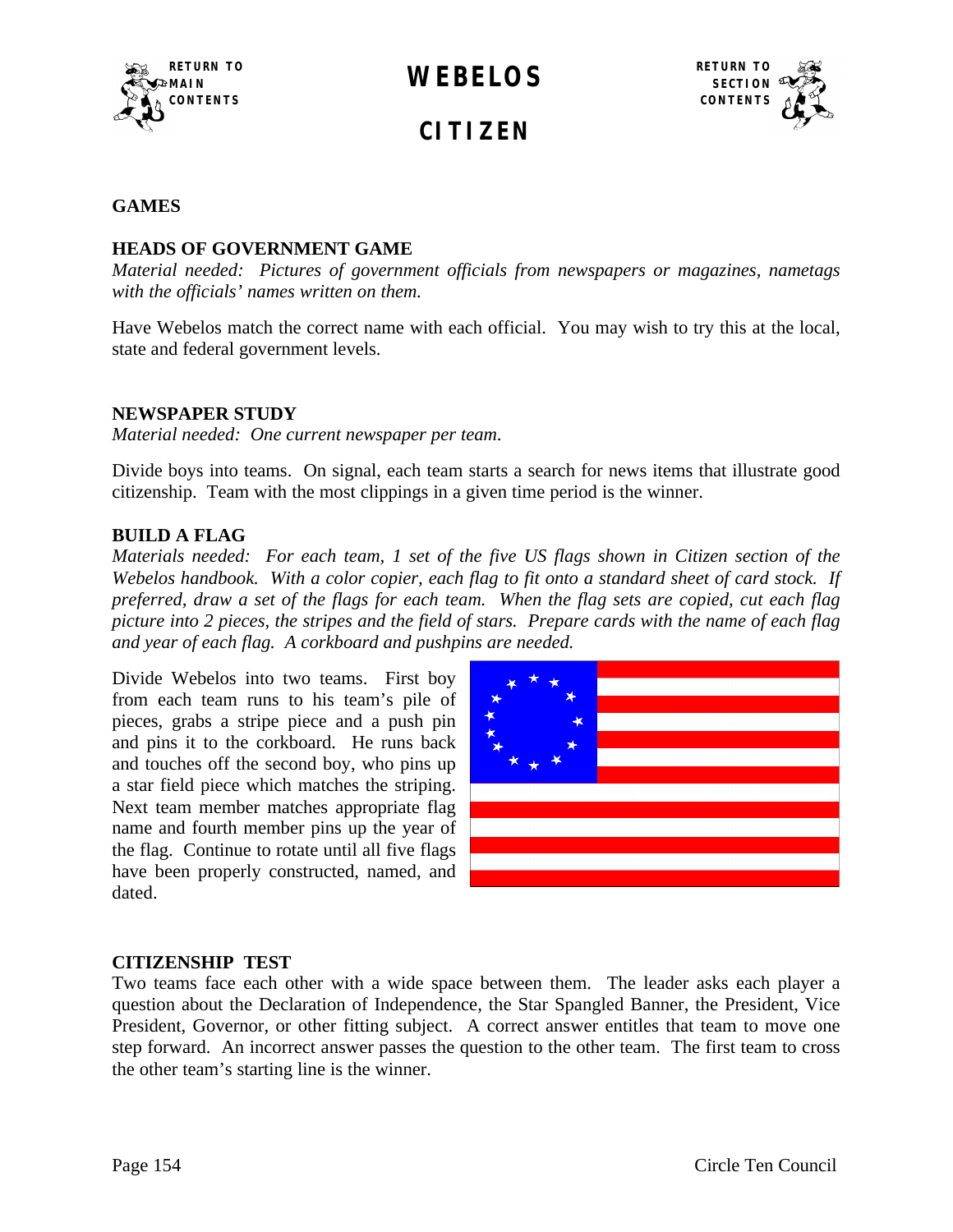# WEBELOS

# CITIZEN

## GAMES

### HEADS OF GOVERNMENT GAME

*Material needed: Pictures of government officials from newspapers or magazines, nametags with the officials' names written on them.*

Have Webelos match the correct name with each official. You may wish to try this at the local, state and federal government levels.

### NEWSPAPER STUDY

*Material needed: One current newspaper per team.*

Divide boys into teams. On signal, each team starts a search for news items that illustrate good citizenship. Team with the most clippings in a given time period is the winner.

### BUILD A FLAG

*Materials needed: For each team, 1 set of the five US flags shown in Citizen section of the Webelos handbook. With a color copier, each flag to fit onto a standard sheet of card stock. If preferred, draw a set of the flags for each team. When the flag sets are copied, cut each flag picture into 2 pieces, the stripes and the field of stars. Prepare cards with the name of each flag and year of each flag. A corkboard and pushpins are needed.*

Divide Webelos into two teams. First boy from each team runs to his team's pile of pieces, grabs a stripe piece and a push pin and pins it to the corkboard. He runs back and touches off the second boy, who pins up a star field piece which matches the striping. Next team member matches appropriate flag name and fourth member pins up the year of the flag. Continue to rotate until all five flags have been properly constructed, named, and dated.

### CITIZENSHIP TEST

Two teams face each other with a wide space between them. The leader asks each player a question about the Declaration of Independence, the Star Spangled Banner, the President, Vice President, Governor, or other fitting subject. A correct answer entitles that team to move one step forward. An incorrect answer passes the question to the other team. The first team to cross the other team's starting line is the winner.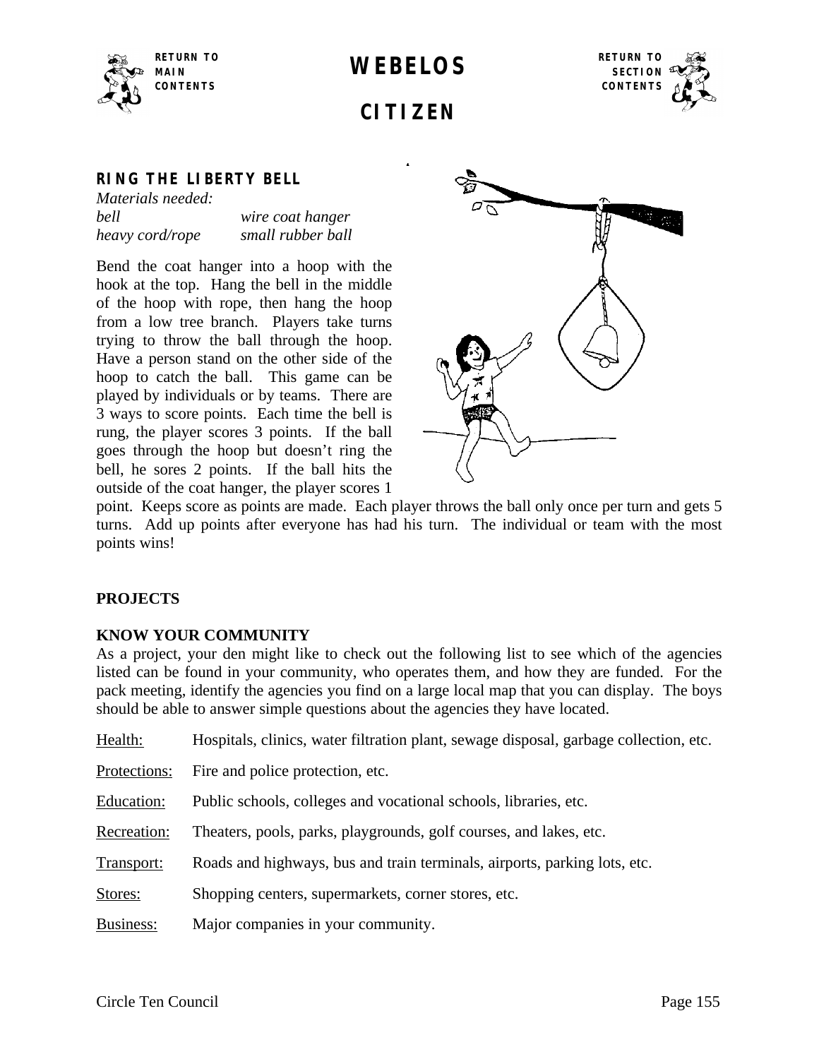# WEBELOS

## CITIZEN

### RING THE LIBERTY BELL

*Materials needed:*

| | |
|---|---|
| *bell* | *wire coat hanger* |
| *heavy cord/rope* | *small rubber ball* |

Bend the coat hanger into a hoop with the hook at the top. Hang the bell in the middle of the hoop with rope, then hang the hoop from a low tree branch. Players take turns trying to throw the ball through the hoop. Have a person stand on the other side of the hoop to catch the ball. This game can be played by individuals or by teams. There are 3 ways to score points. Each time the bell is rung, the player scores 3 points. If the ball goes through the hoop but doesn't ring the bell, he sores 2 points. If the ball hits the outside of the coat hanger, the player scores 1 point. Keeps score as points are made. Each player throws the ball only once per turn and gets 5 turns. Add up points after everyone has had his turn. The individual or team with the most points wins!

**PROJECTS**

**KNOW YOUR COMMUNITY**

As a project, your den might like to check out the following list to see which of the agencies listed can be found in your community, who operates them, and how they are funded. For the pack meeting, identify the agencies you find on a large local map that you can display. The boys should be able to answer simple questions about the agencies they have located.

<u>Health:</u> Hospitals, clinics, water filtration plant, sewage disposal, garbage collection, etc.

<u>Protections:</u> Fire and police protection, etc.

<u>Education:</u> Public schools, colleges and vocational schools, libraries, etc.

<u>Recreation:</u> Theaters, pools, parks, playgrounds, golf courses, and lakes, etc.

<u>Transport:</u> Roads and highways, bus and train terminals, airports, parking lots, etc.

<u>Stores:</u> Shopping centers, supermarkets, corner stores, etc.

<u>Business:</u> Major companies in your community.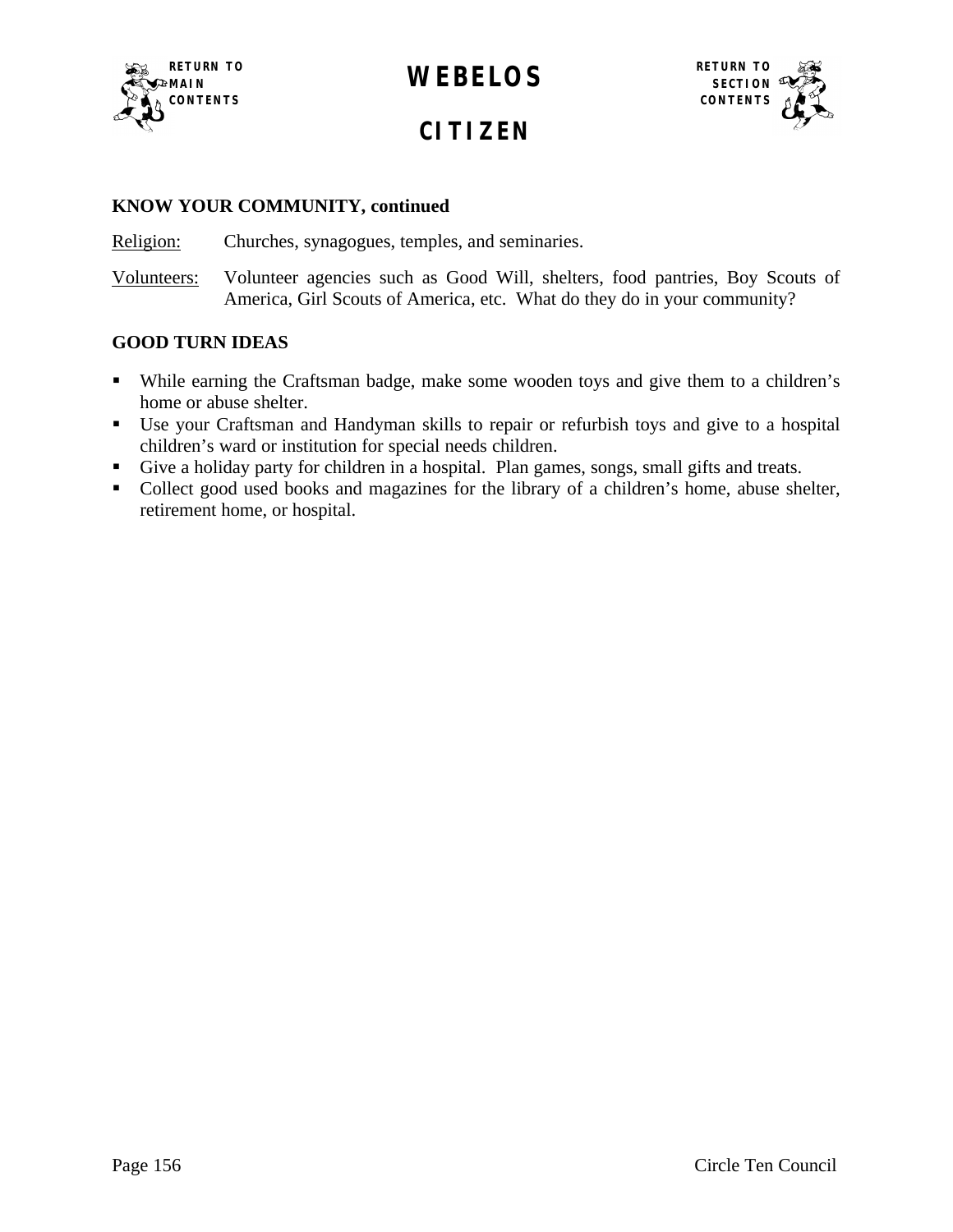# WEBELOS

## CITIZEN

**KNOW YOUR COMMUNITY, continued**

Religion: Churches, synagogues, temples, and seminaries.

Volunteers: Volunteer agencies such as Good Will, shelters, food pantries, Boy Scouts of America, Girl Scouts of America, etc. What do they do in your community?

**GOOD TURN IDEAS**

- While earning the Craftsman badge, make some wooden toys and give them to a children's home or abuse shelter.
- Use your Craftsman and Handyman skills to repair or refurbish toys and give to a hospital children's ward or institution for special needs children.
- Give a holiday party for children in a hospital. Plan games, songs, small gifts and treats.
- Collect good used books and magazines for the library of a children's home, abuse shelter, retirement home, or hospital.